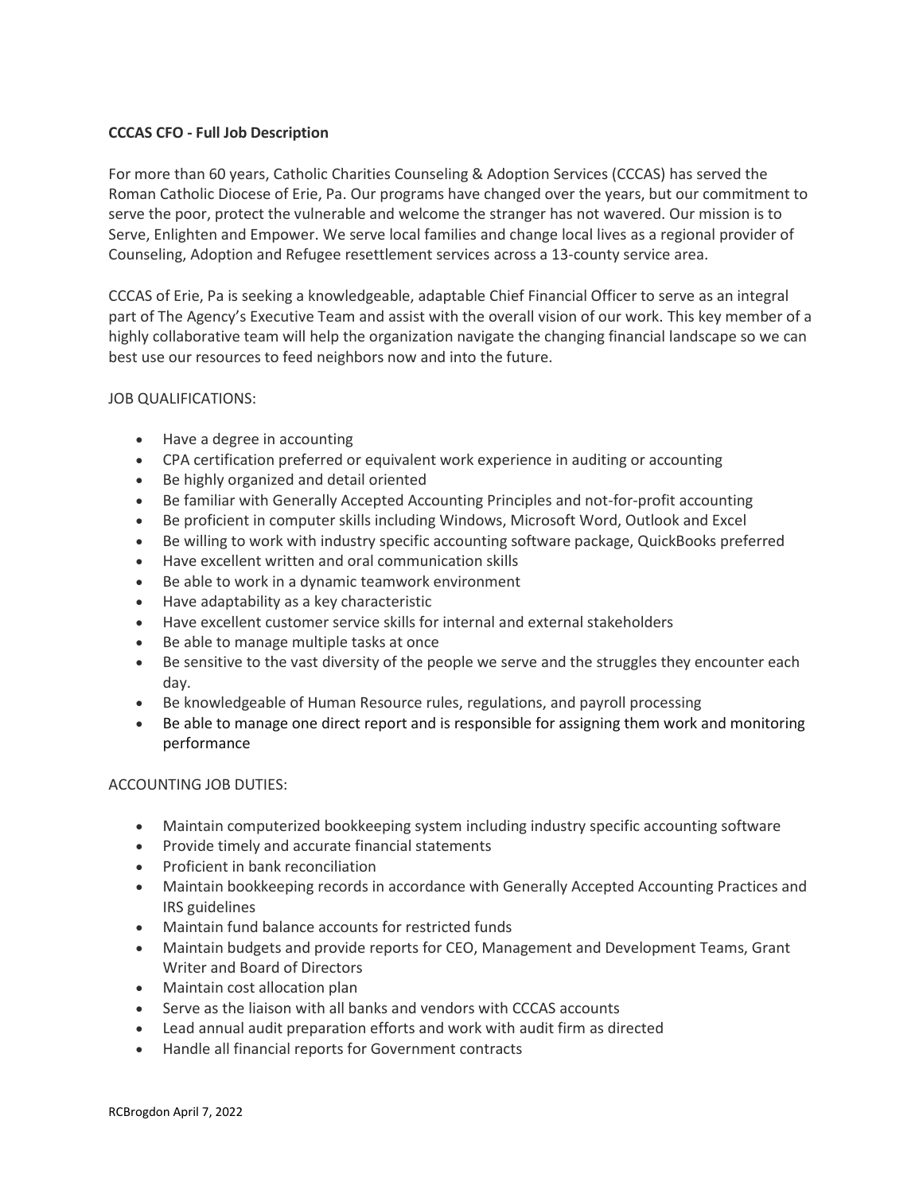**CCCAS CFO - Full Job Description**

For more than 60 years, Catholic Charities Counseling & Adoption Services (CCCAS) has served the Roman Catholic Diocese of Erie, Pa. Our programs have changed over the years, but our commitment to serve the poor, protect the vulnerable and welcome the stranger has not wavered. Our mission is to Serve, Enlighten and Empower. We serve local families and change local lives as a regional provider of Counseling, Adoption and Refugee resettlement services across a 13-county service area.

CCCAS of Erie, Pa is seeking a knowledgeable, adaptable Chief Financial Officer to serve as an integral part of The Agency's Executive Team and assist with the overall vision of our work. This key member of a highly collaborative team will help the organization navigate the changing financial landscape so we can best use our resources to feed neighbors now and into the future.

JOB QUALIFICATIONS:

- Have a degree in accounting
- CPA certification preferred or equivalent work experience in auditing or accounting
- Be highly organized and detail oriented
- Be familiar with Generally Accepted Accounting Principles and not-for-profit accounting
- Be proficient in computer skills including Windows, Microsoft Word, Outlook and Excel
- Be willing to work with industry specific accounting software package, QuickBooks preferred
- Have excellent written and oral communication skills
- Be able to work in a dynamic teamwork environment
- Have adaptability as a key characteristic
- Have excellent customer service skills for internal and external stakeholders
- Be able to manage multiple tasks at once
- Be sensitive to the vast diversity of the people we serve and the struggles they encounter each day.
- Be knowledgeable of Human Resource rules, regulations, and payroll processing
- Be able to manage one direct report and is responsible for assigning them work and monitoring performance

ACCOUNTING JOB DUTIES:

- Maintain computerized bookkeeping system including industry specific accounting software
- Provide timely and accurate financial statements
- Proficient in bank reconciliation
- Maintain bookkeeping records in accordance with Generally Accepted Accounting Practices and IRS guidelines
- Maintain fund balance accounts for restricted funds
- Maintain budgets and provide reports for CEO, Management and Development Teams, Grant Writer and Board of Directors
- Maintain cost allocation plan
- Serve as the liaison with all banks and vendors with CCCAS accounts
- Lead annual audit preparation efforts and work with audit firm as directed
- Handle all financial reports for Government contracts

RCBrogdon April 7, 2022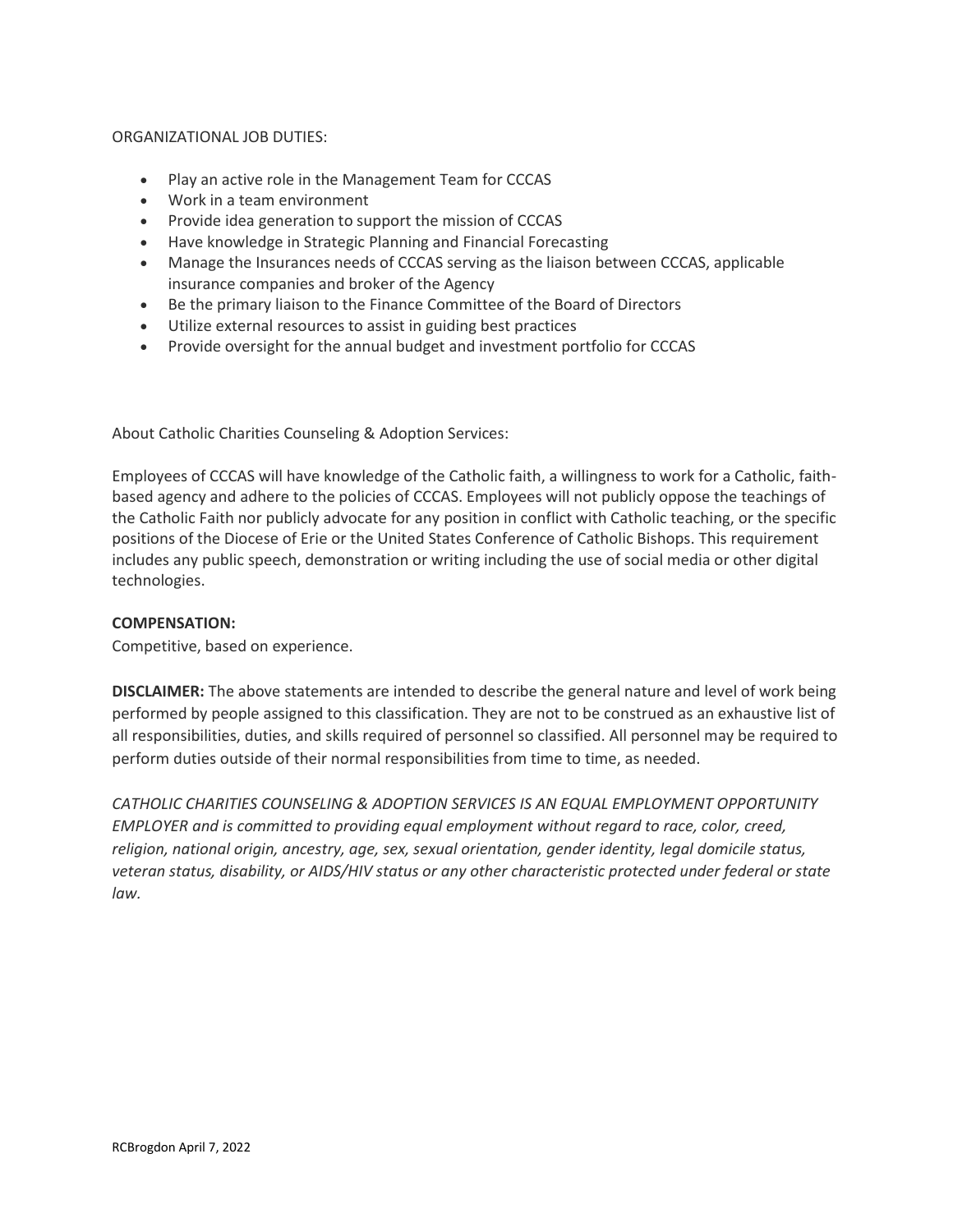ORGANIZATIONAL JOB DUTIES:

- Play an active role in the Management Team for CCCAS
- Work in a team environment
- Provide idea generation to support the mission of CCCAS
- Have knowledge in Strategic Planning and Financial Forecasting
- Manage the Insurances needs of CCCAS serving as the liaison between CCCAS, applicable insurance companies and broker of the Agency
- Be the primary liaison to the Finance Committee of the Board of Directors
- Utilize external resources to assist in guiding best practices
- Provide oversight for the annual budget and investment portfolio for CCCAS

About Catholic Charities Counseling & Adoption Services:

Employees of CCCAS will have knowledge of the Catholic faith, a willingness to work for a Catholic, faith-based agency and adhere to the policies of CCCAS. Employees will not publicly oppose the teachings of the Catholic Faith nor publicly advocate for any position in conflict with Catholic teaching, or the specific positions of the Diocese of Erie or the United States Conference of Catholic Bishops. This requirement includes any public speech, demonstration or writing including the use of social media or other digital technologies.

**COMPENSATION:**
Competitive, based on experience.

**DISCLAIMER:** The above statements are intended to describe the general nature and level of work being performed by people assigned to this classification. They are not to be construed as an exhaustive list of all responsibilities, duties, and skills required of personnel so classified. All personnel may be required to perform duties outside of their normal responsibilities from time to time, as needed.

*CATHOLIC CHARITIES COUNSELING & ADOPTION SERVICES IS AN EQUAL EMPLOYMENT OPPORTUNITY EMPLOYER and is committed to providing equal employment without regard to race, color, creed, religion, national origin, ancestry, age, sex, sexual orientation, gender identity, legal domicile status, veteran status, disability, or AIDS/HIV status or any other characteristic protected under federal or state law.*

RCBrogdon April 7, 2022